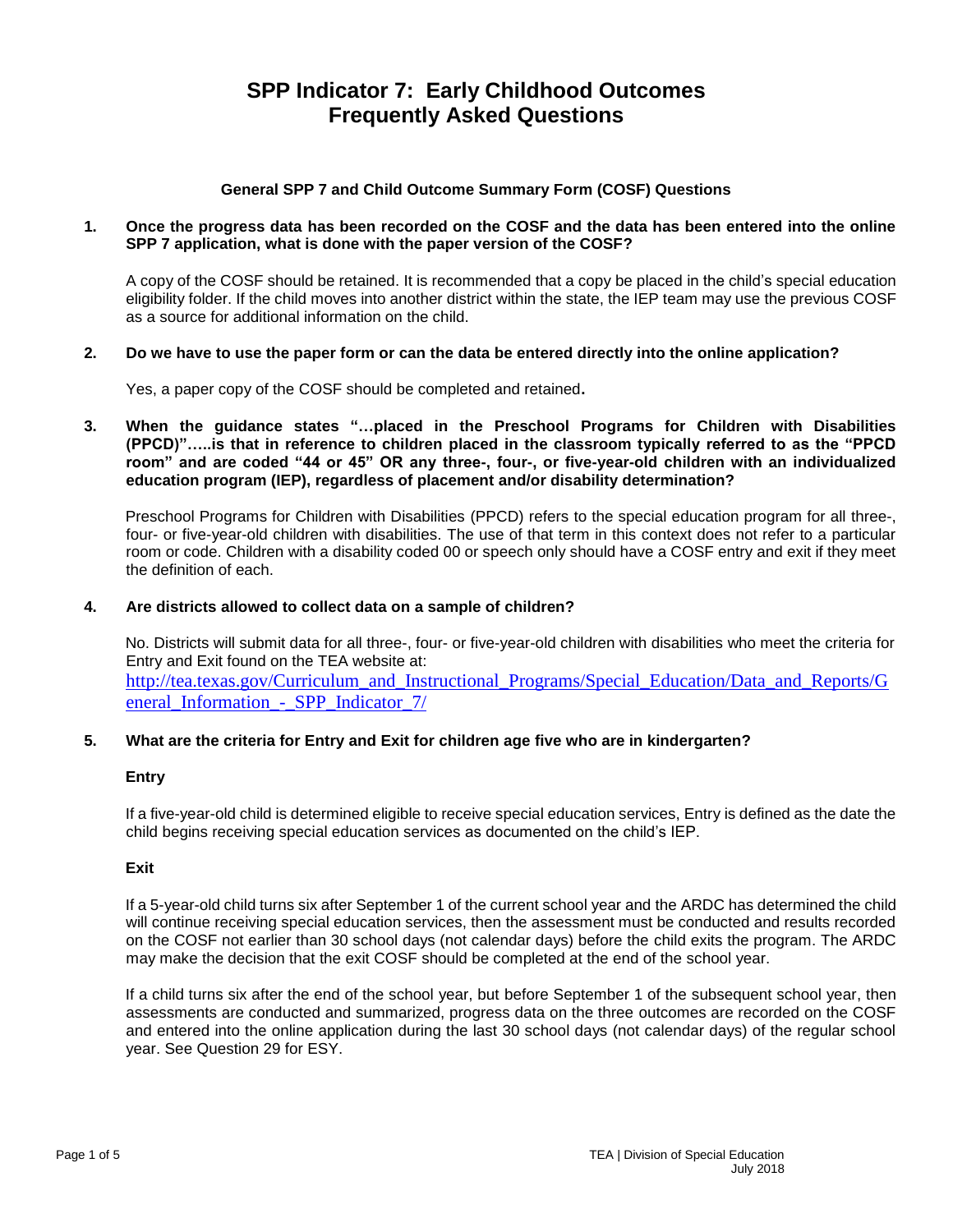# SPP Indicator 7: Early Childhood Outcomes Frequently Asked Questions

### General SPP 7 and Child Outcome Summary Form (COSF) Questions

**1. Once the progress data has been recorded on the COSF and the data has been entered into the online SPP 7 application, what is done with the paper version of the COSF?**

A copy of the COSF should be retained. It is recommended that a copy be placed in the child's special education eligibility folder. If the child moves into another district within the state, the IEP team may use the previous COSF as a source for additional information on the child.

**2. Do we have to use the paper form or can the data be entered directly into the online application?**

Yes, a paper copy of the COSF should be completed and retained.

**3. When the guidance states "…placed in the Preschool Programs for Children with Disabilities (PPCD)"…..is that in reference to children placed in the classroom typically referred to as the "PPCD room" and are coded "44 or 45" OR any three-, four-, or five-year-old children with an individualized education program (IEP), regardless of placement and/or disability determination?**

Preschool Programs for Children with Disabilities (PPCD) refers to the special education program for all three-, four- or five-year-old children with disabilities. The use of that term in this context does not refer to a particular room or code. Children with a disability coded 00 or speech only should have a COSF entry and exit if they meet the definition of each.

**4. Are districts allowed to collect data on a sample of children?**

No. Districts will submit data for all three-, four- or five-year-old children with disabilities who meet the criteria for Entry and Exit found on the TEA website at:
http://tea.texas.gov/Curriculum_and_Instructional_Programs/Special_Education/Data_and_Reports/General_Information_-_SPP_Indicator_7/

**5. What are the criteria for Entry and Exit for children age five who are in kindergarten?**

**Entry**

If a five-year-old child is determined eligible to receive special education services, Entry is defined as the date the child begins receiving special education services as documented on the child's IEP.

**Exit**

If a 5-year-old child turns six after September 1 of the current school year and the ARDC has determined the child will continue receiving special education services, then the assessment must be conducted and results recorded on the COSF not earlier than 30 school days (not calendar days) before the child exits the program. The ARDC may make the decision that the exit COSF should be completed at the end of the school year.

If a child turns six after the end of the school year, but before September 1 of the subsequent school year, then assessments are conducted and summarized, progress data on the three outcomes are recorded on the COSF and entered into the online application during the last 30 school days (not calendar days) of the regular school year. See Question 29 for ESY.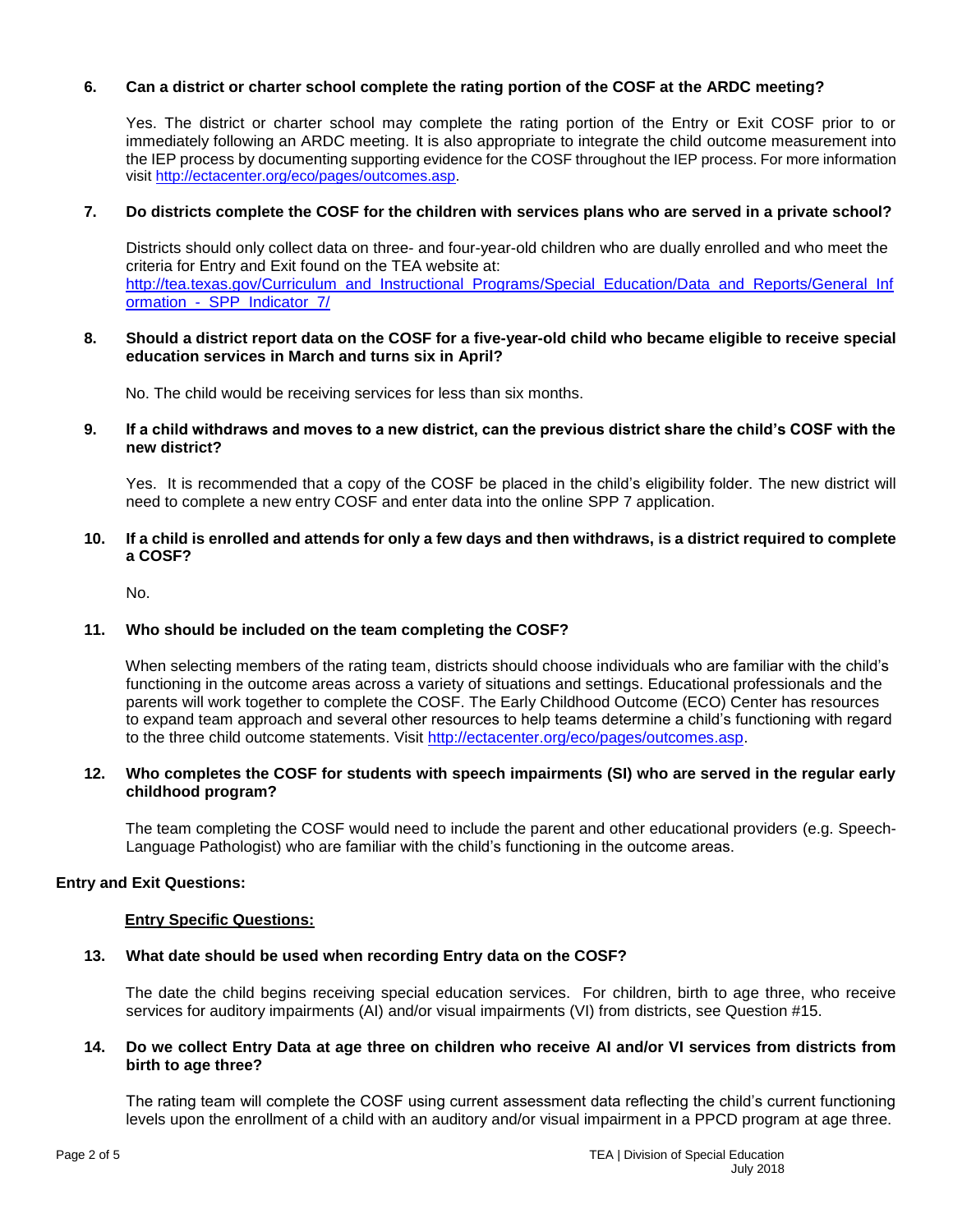**6. Can a district or charter school complete the rating portion of the COSF at the ARDC meeting?**

Yes. The district or charter school may complete the rating portion of the Entry or Exit COSF prior to or immediately following an ARDC meeting. It is also appropriate to integrate the child outcome measurement into the IEP process by documenting supporting evidence for the COSF throughout the IEP process. For more information visit http://ectacenter.org/eco/pages/outcomes.asp.

**7. Do districts complete the COSF for the children with services plans who are served in a private school?**

Districts should only collect data on three- and four-year-old children who are dually enrolled and who meet the criteria for Entry and Exit found on the TEA website at: http://tea.texas.gov/Curriculum_and_Instructional_Programs/Special_Education/Data_and_Reports/General_Information_-_SPP_Indicator_7/

**8. Should a district report data on the COSF for a five-year-old child who became eligible to receive special education services in March and turns six in April?**

No. The child would be receiving services for less than six months.

**9. If a child withdraws and moves to a new district, can the previous district share the child's COSF with the new district?**

Yes. It is recommended that a copy of the COSF be placed in the child's eligibility folder. The new district will need to complete a new entry COSF and enter data into the online SPP 7 application.

**10. If a child is enrolled and attends for only a few days and then withdraws, is a district required to complete a COSF?**

No.

**11. Who should be included on the team completing the COSF?**

When selecting members of the rating team, districts should choose individuals who are familiar with the child's functioning in the outcome areas across a variety of situations and settings. Educational professionals and the parents will work together to complete the COSF. The Early Childhood Outcome (ECO) Center has resources to expand team approach and several other resources to help teams determine a child's functioning with regard to the three child outcome statements. Visit http://ectacenter.org/eco/pages/outcomes.asp.

**12. Who completes the COSF for students with speech impairments (SI) who are served in the regular early childhood program?**

The team completing the COSF would need to include the parent and other educational providers (e.g. Speech-Language Pathologist) who are familiar with the child's functioning in the outcome areas.

**Entry and Exit Questions:**

**Entry Specific Questions:**

**13. What date should be used when recording Entry data on the COSF?**

The date the child begins receiving special education services. For children, birth to age three, who receive services for auditory impairments (AI) and/or visual impairments (VI) from districts, see Question #15.

**14. Do we collect Entry Data at age three on children who receive AI and/or VI services from districts from birth to age three?**

The rating team will complete the COSF using current assessment data reflecting the child's current functioning levels upon the enrollment of a child with an auditory and/or visual impairment in a PPCD program at age three.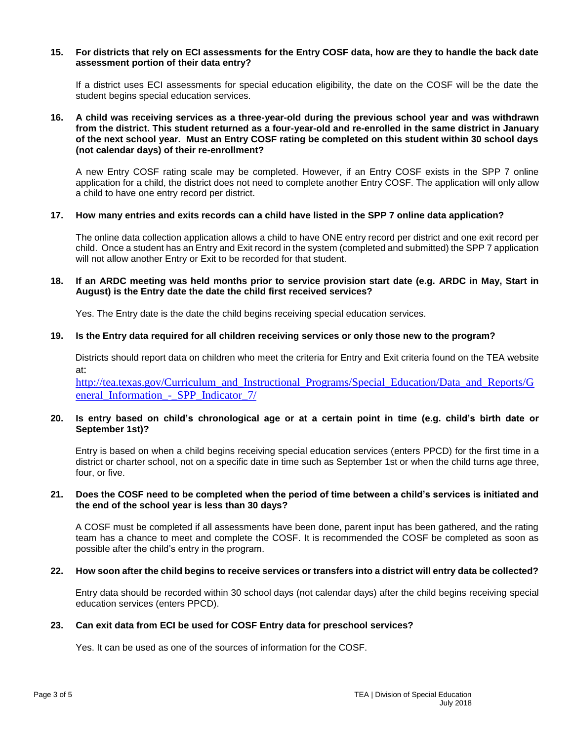**15. For districts that rely on ECI assessments for the Entry COSF data, how are they to handle the back date assessment portion of their data entry?**

If a district uses ECI assessments for special education eligibility, the date on the COSF will be the date the student begins special education services.

**16. A child was receiving services as a three-year-old during the previous school year and was withdrawn from the district. This student returned as a four-year-old and re-enrolled in the same district in January of the next school year. Must an Entry COSF rating be completed on this student within 30 school days (not calendar days) of their re-enrollment?**

A new Entry COSF rating scale may be completed. However, if an Entry COSF exists in the SPP 7 online application for a child, the district does not need to complete another Entry COSF. The application will only allow a child to have one entry record per district.

**17. How many entries and exits records can a child have listed in the SPP 7 online data application?**

The online data collection application allows a child to have ONE entry record per district and one exit record per child. Once a student has an Entry and Exit record in the system (completed and submitted) the SPP 7 application will not allow another Entry or Exit to be recorded for that student.

**18. If an ARDC meeting was held months prior to service provision start date (e.g. ARDC in May, Start in August) is the Entry date the date the child first received services?**

Yes. The Entry date is the date the child begins receiving special education services.

**19. Is the Entry data required for all children receiving services or only those new to the program?**

Districts should report data on children who meet the criteria for Entry and Exit criteria found on the TEA website at:
http://tea.texas.gov/Curriculum_and_Instructional_Programs/Special_Education/Data_and_Reports/General_Information_-_SPP_Indicator_7/

**20. Is entry based on child's chronological age or at a certain point in time (e.g. child's birth date or September 1st)?**

Entry is based on when a child begins receiving special education services (enters PPCD) for the first time in a district or charter school, not on a specific date in time such as September 1st or when the child turns age three, four, or five.

**21. Does the COSF need to be completed when the period of time between a child's services is initiated and the end of the school year is less than 30 days?**

A COSF must be completed if all assessments have been done, parent input has been gathered, and the rating team has a chance to meet and complete the COSF. It is recommended the COSF be completed as soon as possible after the child's entry in the program.

**22. How soon after the child begins to receive services or transfers into a district will entry data be collected?**

Entry data should be recorded within 30 school days (not calendar days) after the child begins receiving special education services (enters PPCD).

**23. Can exit data from ECI be used for COSF Entry data for preschool services?**

Yes. It can be used as one of the sources of information for the COSF.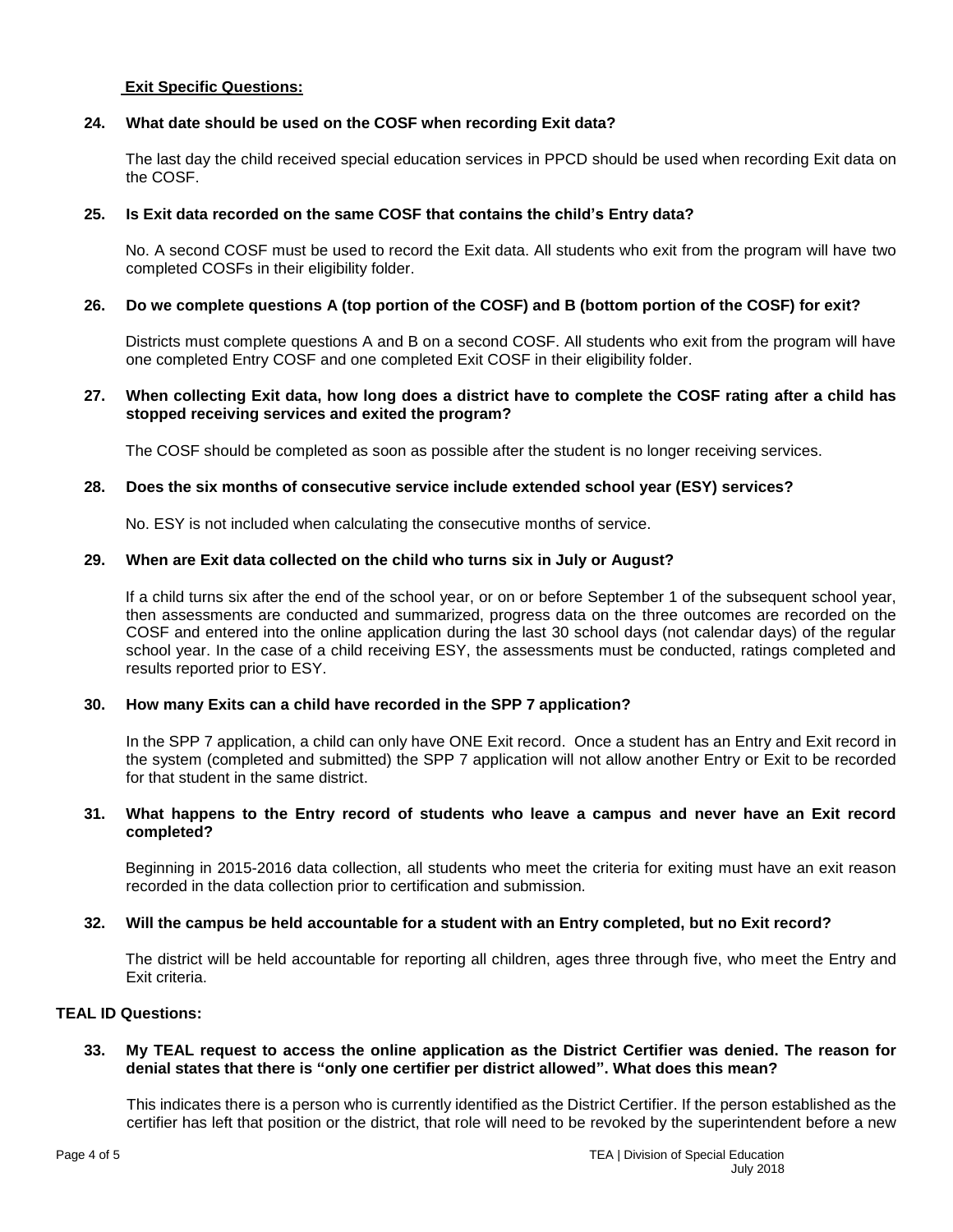**Exit Specific Questions:**

**24. What date should be used on the COSF when recording Exit data?**

The last day the child received special education services in PPCD should be used when recording Exit data on the COSF.

**25. Is Exit data recorded on the same COSF that contains the child's Entry data?**

No. A second COSF must be used to record the Exit data. All students who exit from the program will have two completed COSFs in their eligibility folder.

**26. Do we complete questions A (top portion of the COSF) and B (bottom portion of the COSF) for exit?**

Districts must complete questions A and B on a second COSF. All students who exit from the program will have one completed Entry COSF and one completed Exit COSF in their eligibility folder.

**27. When collecting Exit data, how long does a district have to complete the COSF rating after a child has stopped receiving services and exited the program?**

The COSF should be completed as soon as possible after the student is no longer receiving services.

**28. Does the six months of consecutive service include extended school year (ESY) services?**

No. ESY is not included when calculating the consecutive months of service.

**29. When are Exit data collected on the child who turns six in July or August?**

If a child turns six after the end of the school year, or on or before September 1 of the subsequent school year, then assessments are conducted and summarized, progress data on the three outcomes are recorded on the COSF and entered into the online application during the last 30 school days (not calendar days) of the regular school year. In the case of a child receiving ESY, the assessments must be conducted, ratings completed and results reported prior to ESY.

**30. How many Exits can a child have recorded in the SPP 7 application?**

In the SPP 7 application, a child can only have ONE Exit record. Once a student has an Entry and Exit record in the system (completed and submitted) the SPP 7 application will not allow another Entry or Exit to be recorded for that student in the same district.

**31. What happens to the Entry record of students who leave a campus and never have an Exit record completed?**

Beginning in 2015-2016 data collection, all students who meet the criteria for exiting must have an exit reason recorded in the data collection prior to certification and submission.

**32. Will the campus be held accountable for a student with an Entry completed, but no Exit record?**

The district will be held accountable for reporting all children, ages three through five, who meet the Entry and Exit criteria.

**TEAL ID Questions:**

**33. My TEAL request to access the online application as the District Certifier was denied. The reason for denial states that there is "only one certifier per district allowed". What does this mean?**

This indicates there is a person who is currently identified as the District Certifier. If the person established as the certifier has left that position or the district, that role will need to be revoked by the superintendent before a new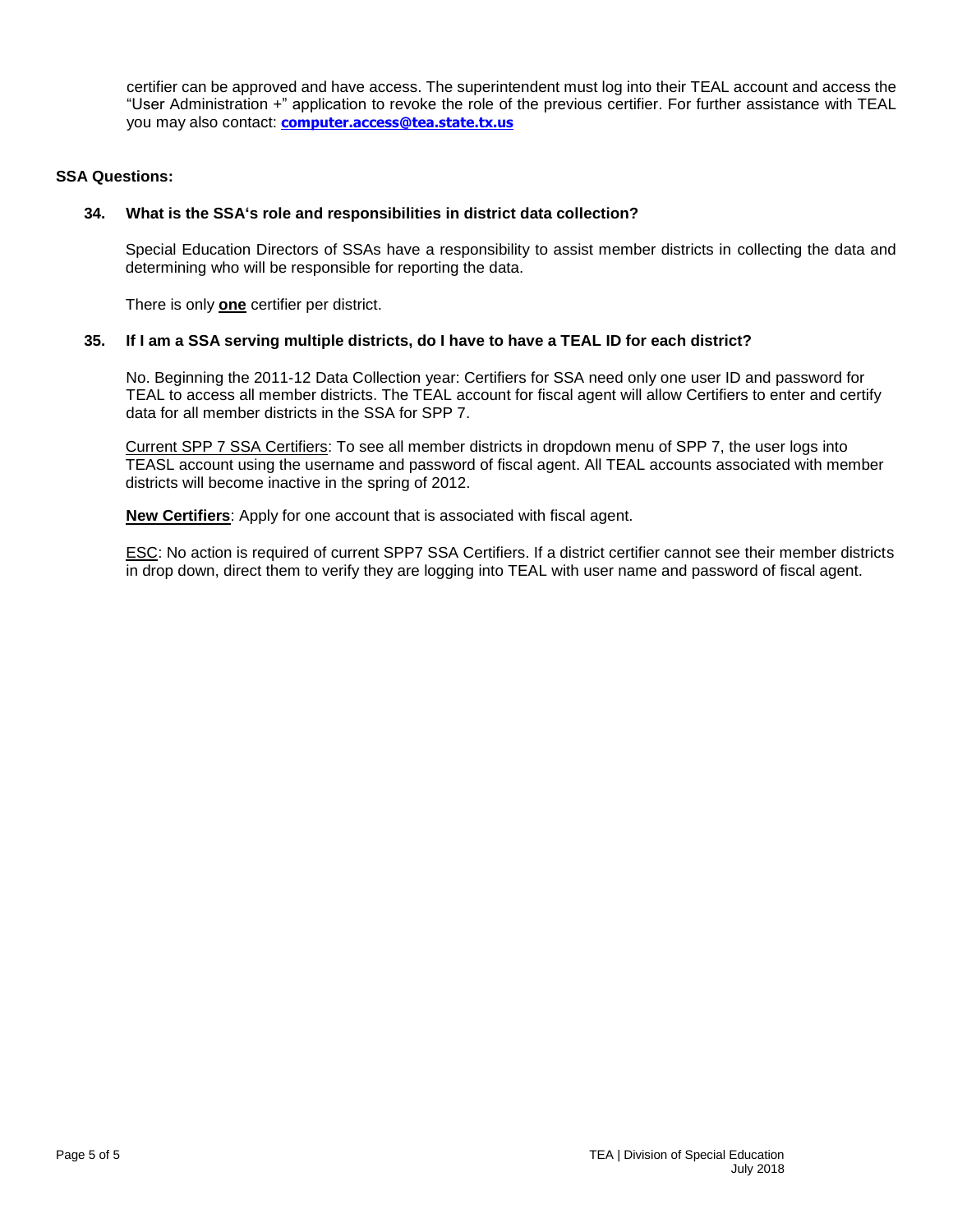certifier can be approved and have access. The superintendent must log into their TEAL account and access the "User Administration +" application to revoke the role of the previous certifier. For further assistance with TEAL you may also contact: **computer.access@tea.state.tx.us**

**SSA Questions:**

**34. What is the SSA's role and responsibilities in district data collection?**

Special Education Directors of SSAs have a responsibility to assist member districts in collecting the data and determining who will be responsible for reporting the data.

There is only **one** certifier per district.

**35. If I am a SSA serving multiple districts, do I have to have a TEAL ID for each district?**

No. Beginning the 2011-12 Data Collection year: Certifiers for SSA need only one user ID and password for TEAL to access all member districts. The TEAL account for fiscal agent will allow Certifiers to enter and certify data for all member districts in the SSA for SPP 7.

Current SPP 7 SSA Certifiers: To see all member districts in dropdown menu of SPP 7, the user logs into TEASL account using the username and password of fiscal agent. All TEAL accounts associated with member districts will become inactive in the spring of 2012.

**New Certifiers**: Apply for one account that is associated with fiscal agent.

ESC: No action is required of current SPP7 SSA Certifiers. If a district certifier cannot see their member districts in drop down, direct them to verify they are logging into TEAL with user name and password of fiscal agent.